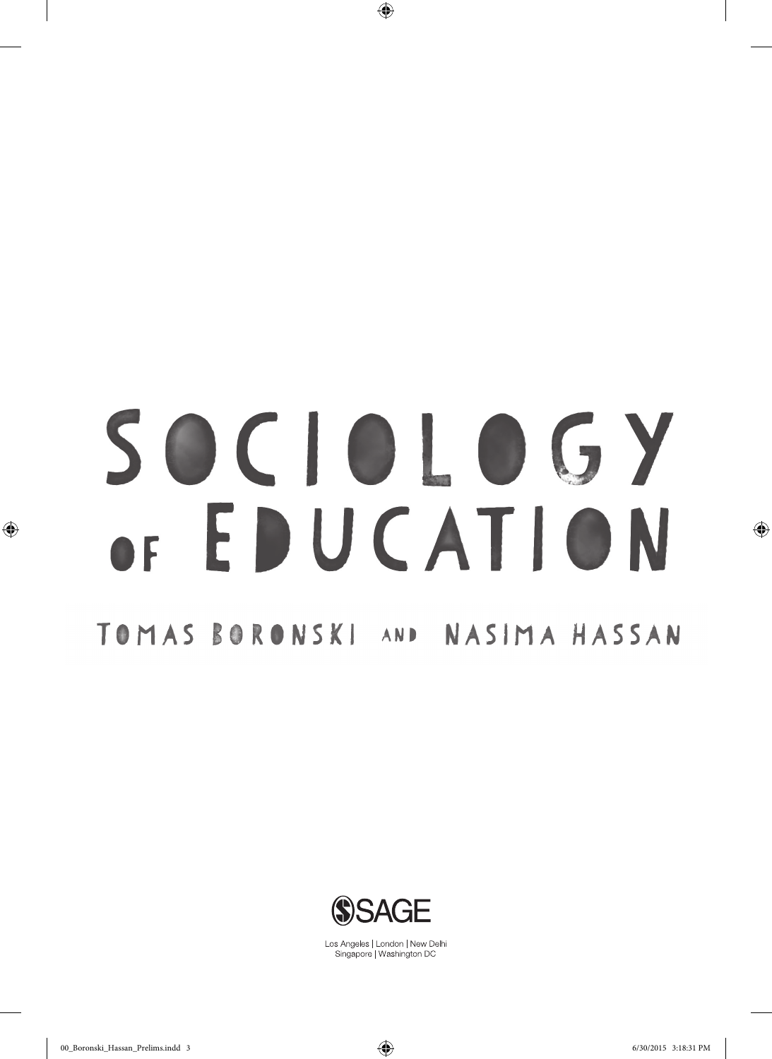# SOCIOLOGY OF EDUCATION

TOMAS BORONSKI AND NASIMA HASSAN

SAGE

Los Angeles | London | New Delhi
Singapore | Washington DC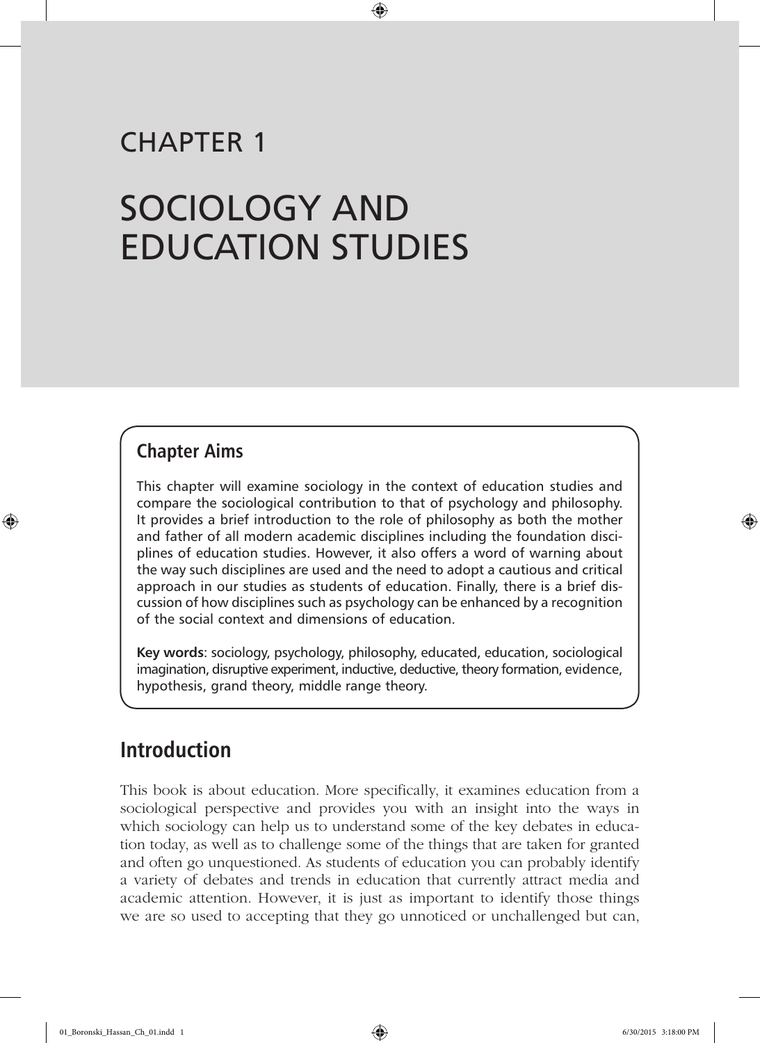# CHAPTER 1

# SOCIOLOGY AND EDUCATION STUDIES

## Chapter Aims

This chapter will examine sociology in the context of education studies and compare the sociological contribution to that of psychology and philosophy. It provides a brief introduction to the role of philosophy as both the mother and father of all modern academic disciplines including the foundation disciplines of education studies. However, it also offers a word of warning about the way such disciplines are used and the need to adopt a cautious and critical approach in our studies as students of education. Finally, there is a brief discussion of how disciplines such as psychology can be enhanced by a recognition of the social context and dimensions of education.

**Key words**: sociology, psychology, philosophy, educated, education, sociological imagination, disruptive experiment, inductive, deductive, theory formation, evidence, hypothesis, grand theory, middle range theory.

## Introduction

This book is about education. More specifically, it examines education from a sociological perspective and provides you with an insight into the ways in which sociology can help us to understand some of the key debates in education today, as well as to challenge some of the things that are taken for granted and often go unquestioned. As students of education you can probably identify a variety of debates and trends in education that currently attract media and academic attention. However, it is just as important to identify those things we are so used to accepting that they go unnoticed or unchallenged but can,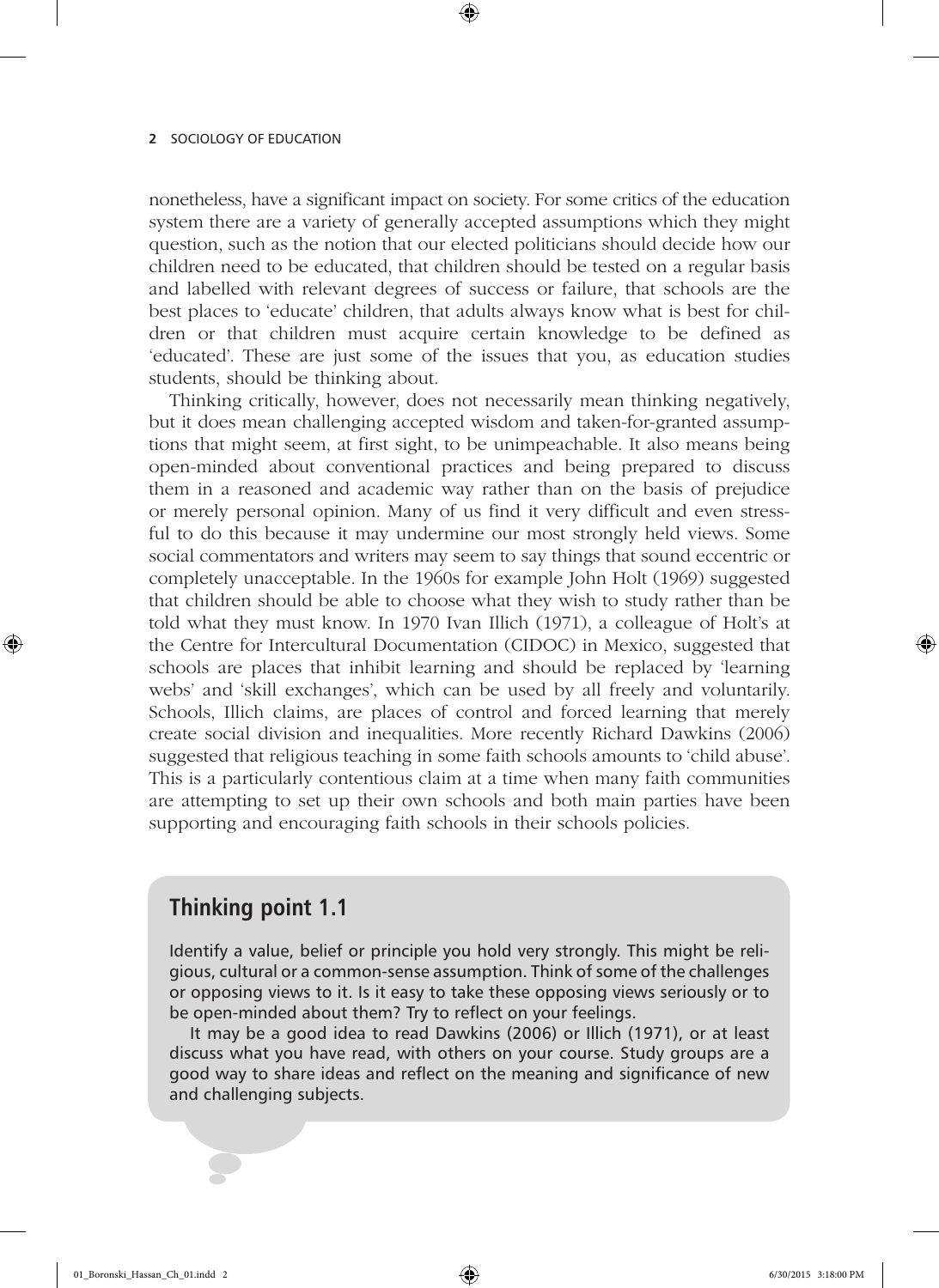nonetheless, have a significant impact on society. For some critics of the education system there are a variety of generally accepted assumptions which they might question, such as the notion that our elected politicians should decide how our children need to be educated, that children should be tested on a regular basis and labelled with relevant degrees of success or failure, that schools are the best places to 'educate' children, that adults always know what is best for children or that children must acquire certain knowledge to be defined as 'educated'. These are just some of the issues that you, as education studies students, should be thinking about.

Thinking critically, however, does not necessarily mean thinking negatively, but it does mean challenging accepted wisdom and taken-for-granted assumptions that might seem, at first sight, to be unimpeachable. It also means being open-minded about conventional practices and being prepared to discuss them in a reasoned and academic way rather than on the basis of prejudice or merely personal opinion. Many of us find it very difficult and even stressful to do this because it may undermine our most strongly held views. Some social commentators and writers may seem to say things that sound eccentric or completely unacceptable. In the 1960s for example John Holt (1969) suggested that children should be able to choose what they wish to study rather than be told what they must know. In 1970 Ivan Illich (1971), a colleague of Holt's at the Centre for Intercultural Documentation (CIDOC) in Mexico, suggested that schools are places that inhibit learning and should be replaced by 'learning webs' and 'skill exchanges', which can be used by all freely and voluntarily. Schools, Illich claims, are places of control and forced learning that merely create social division and inequalities. More recently Richard Dawkins (2006) suggested that religious teaching in some faith schools amounts to 'child abuse'. This is a particularly contentious claim at a time when many faith communities are attempting to set up their own schools and both main parties have been supporting and encouraging faith schools in their schools policies.

## Thinking point 1.1

Identify a value, belief or principle you hold very strongly. This might be religious, cultural or a common-sense assumption. Think of some of the challenges or opposing views to it. Is it easy to take these opposing views seriously or to be open-minded about them? Try to reflect on your feelings.

It may be a good idea to read Dawkins (2006) or Illich (1971), or at least discuss what you have read, with others on your course. Study groups are a good way to share ideas and reflect on the meaning and significance of new and challenging subjects.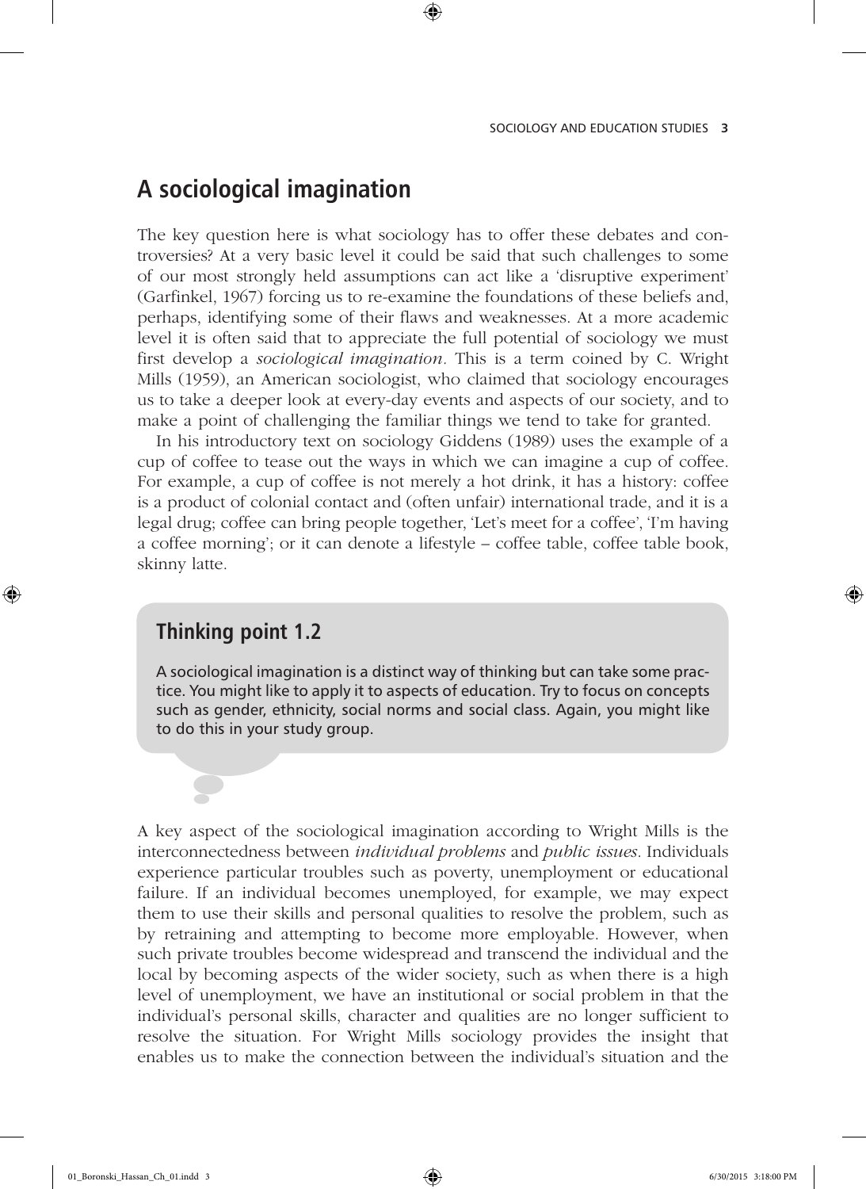## A sociological imagination

The key question here is what sociology has to offer these debates and controversies? At a very basic level it could be said that such challenges to some of our most strongly held assumptions can act like a 'disruptive experiment' (Garfinkel, 1967) forcing us to re-examine the foundations of these beliefs and, perhaps, identifying some of their flaws and weaknesses. At a more academic level it is often said that to appreciate the full potential of sociology we must first develop a *sociological imagination*. This is a term coined by C. Wright Mills (1959), an American sociologist, who claimed that sociology encourages us to take a deeper look at every-day events and aspects of our society, and to make a point of challenging the familiar things we tend to take for granted.

In his introductory text on sociology Giddens (1989) uses the example of a cup of coffee to tease out the ways in which we can imagine a cup of coffee. For example, a cup of coffee is not merely a hot drink, it has a history: coffee is a product of colonial contact and (often unfair) international trade, and it is a legal drug; coffee can bring people together, 'Let's meet for a coffee', 'I'm having a coffee morning'; or it can denote a lifestyle – coffee table, coffee table book, skinny latte.

### Thinking point 1.2

A sociological imagination is a distinct way of thinking but can take some practice. You might like to apply it to aspects of education. Try to focus on concepts such as gender, ethnicity, social norms and social class. Again, you might like to do this in your study group.

A key aspect of the sociological imagination according to Wright Mills is the interconnectedness between *individual problems* and *public issues*. Individuals experience particular troubles such as poverty, unemployment or educational failure. If an individual becomes unemployed, for example, we may expect them to use their skills and personal qualities to resolve the problem, such as by retraining and attempting to become more employable. However, when such private troubles become widespread and transcend the individual and the local by becoming aspects of the wider society, such as when there is a high level of unemployment, we have an institutional or social problem in that the individual's personal skills, character and qualities are no longer sufficient to resolve the situation. For Wright Mills sociology provides the insight that enables us to make the connection between the individual's situation and the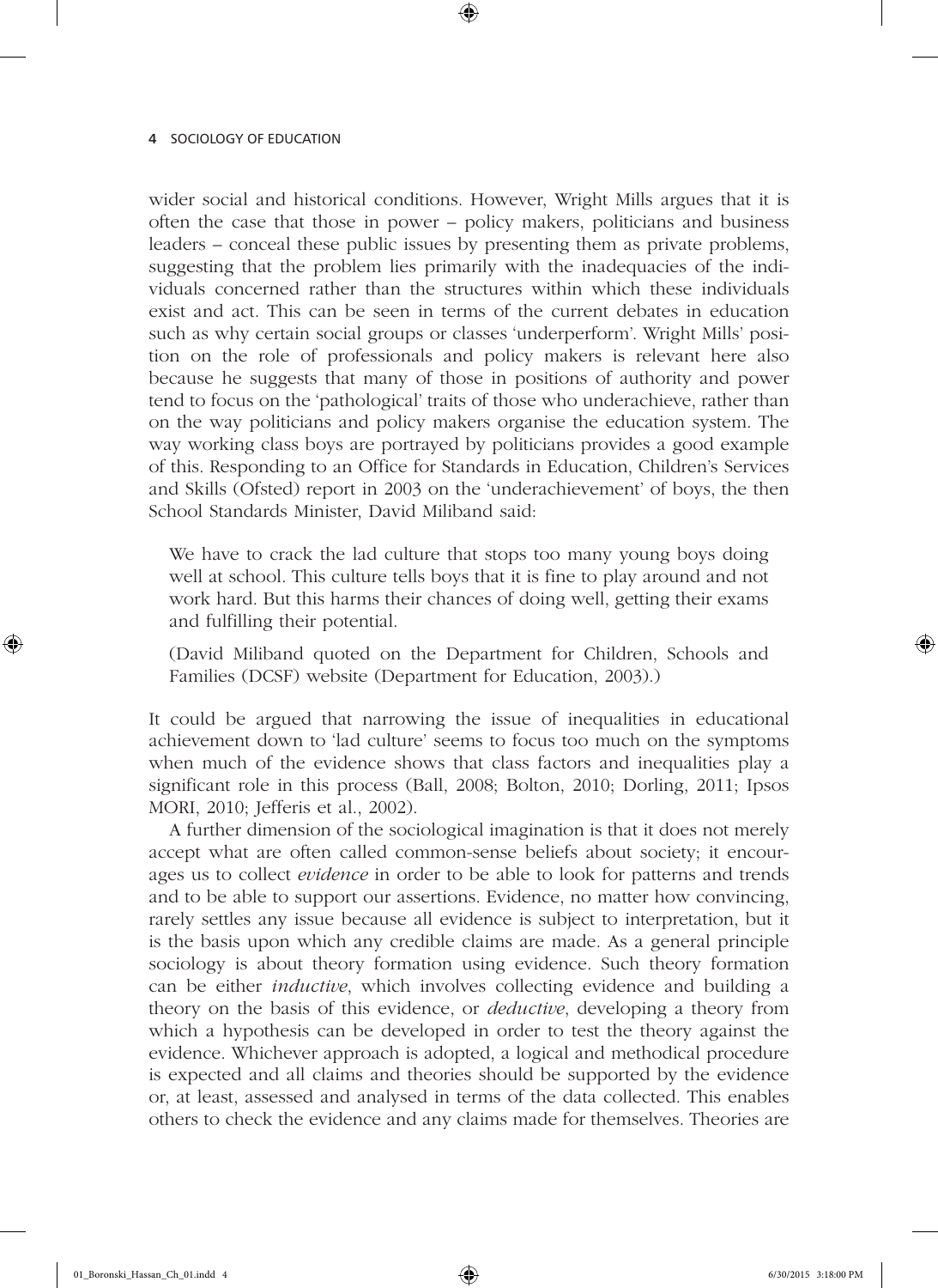wider social and historical conditions. However, Wright Mills argues that it is often the case that those in power – policy makers, politicians and business leaders – conceal these public issues by presenting them as private problems, suggesting that the problem lies primarily with the inadequacies of the individuals concerned rather than the structures within which these individuals exist and act. This can be seen in terms of the current debates in education such as why certain social groups or classes 'underperform'. Wright Mills' position on the role of professionals and policy makers is relevant here also because he suggests that many of those in positions of authority and power tend to focus on the 'pathological' traits of those who underachieve, rather than on the way politicians and policy makers organise the education system. The way working class boys are portrayed by politicians provides a good example of this. Responding to an Office for Standards in Education, Children's Services and Skills (Ofsted) report in 2003 on the 'underachievement' of boys, the then School Standards Minister, David Miliband said:

> We have to crack the lad culture that stops too many young boys doing well at school. This culture tells boys that it is fine to play around and not work hard. But this harms their chances of doing well, getting their exams and fulfilling their potential.
>
> (David Miliband quoted on the Department for Children, Schools and Families (DCSF) website (Department for Education, 2003).)

It could be argued that narrowing the issue of inequalities in educational achievement down to 'lad culture' seems to focus too much on the symptoms when much of the evidence shows that class factors and inequalities play a significant role in this process (Ball, 2008; Bolton, 2010; Dorling, 2011; Ipsos MORI, 2010; Jefferis et al., 2002).

A further dimension of the sociological imagination is that it does not merely accept what are often called common-sense beliefs about society; it encourages us to collect *evidence* in order to be able to look for patterns and trends and to be able to support our assertions. Evidence, no matter how convincing, rarely settles any issue because all evidence is subject to interpretation, but it is the basis upon which any credible claims are made. As a general principle sociology is about theory formation using evidence. Such theory formation can be either *inductive*, which involves collecting evidence and building a theory on the basis of this evidence, or *deductive*, developing a theory from which a hypothesis can be developed in order to test the theory against the evidence. Whichever approach is adopted, a logical and methodical procedure is expected and all claims and theories should be supported by the evidence or, at least, assessed and analysed in terms of the data collected. This enables others to check the evidence and any claims made for themselves. Theories are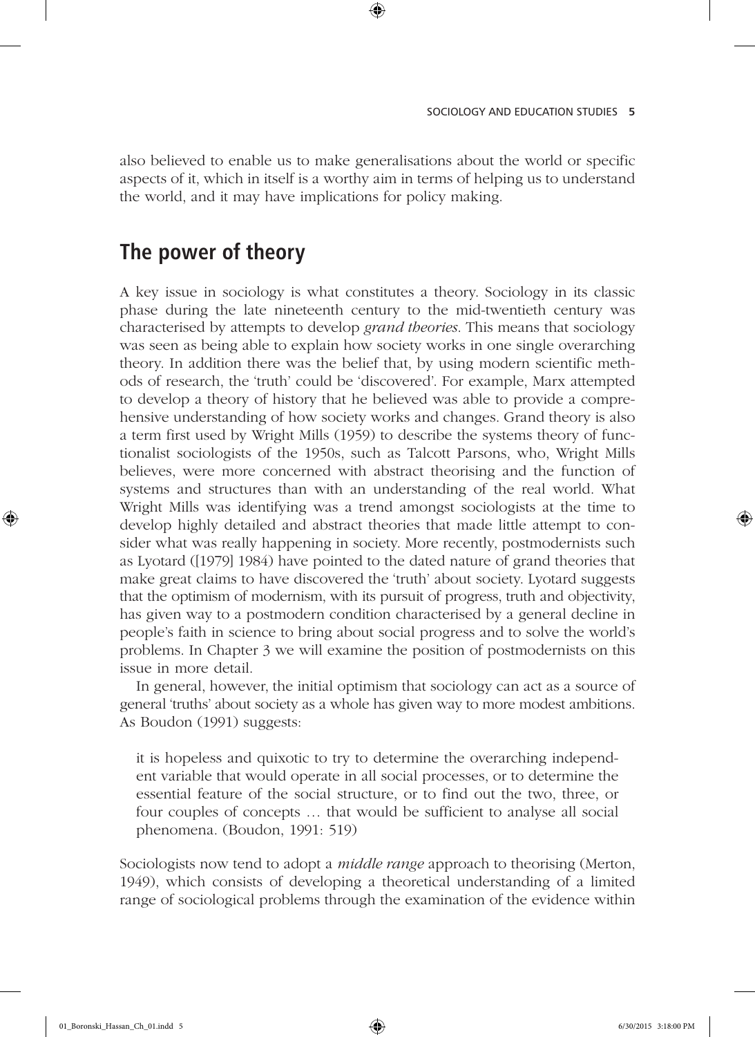also believed to enable us to make generalisations about the world or specific aspects of it, which in itself is a worthy aim in terms of helping us to understand the world, and it may have implications for policy making.

## The power of theory

A key issue in sociology is what constitutes a theory. Sociology in its classic phase during the late nineteenth century to the mid-twentieth century was characterised by attempts to develop *grand theories*. This means that sociology was seen as being able to explain how society works in one single overarching theory. In addition there was the belief that, by using modern scientific methods of research, the 'truth' could be 'discovered'. For example, Marx attempted to develop a theory of history that he believed was able to provide a comprehensive understanding of how society works and changes. Grand theory is also a term first used by Wright Mills (1959) to describe the systems theory of functionalist sociologists of the 1950s, such as Talcott Parsons, who, Wright Mills believes, were more concerned with abstract theorising and the function of systems and structures than with an understanding of the real world. What Wright Mills was identifying was a trend amongst sociologists at the time to develop highly detailed and abstract theories that made little attempt to consider what was really happening in society. More recently, postmodernists such as Lyotard ([1979] 1984) have pointed to the dated nature of grand theories that make great claims to have discovered the 'truth' about society. Lyotard suggests that the optimism of modernism, with its pursuit of progress, truth and objectivity, has given way to a postmodern condition characterised by a general decline in people's faith in science to bring about social progress and to solve the world's problems. In Chapter 3 we will examine the position of postmodernists on this issue in more detail.

In general, however, the initial optimism that sociology can act as a source of general 'truths' about society as a whole has given way to more modest ambitions. As Boudon (1991) suggests:

> it is hopeless and quixotic to try to determine the overarching independent variable that would operate in all social processes, or to determine the essential feature of the social structure, or to find out the two, three, or four couples of concepts … that would be sufficient to analyse all social phenomena. (Boudon, 1991: 519)

Sociologists now tend to adopt a *middle range* approach to theorising (Merton, 1949), which consists of developing a theoretical understanding of a limited range of sociological problems through the examination of the evidence within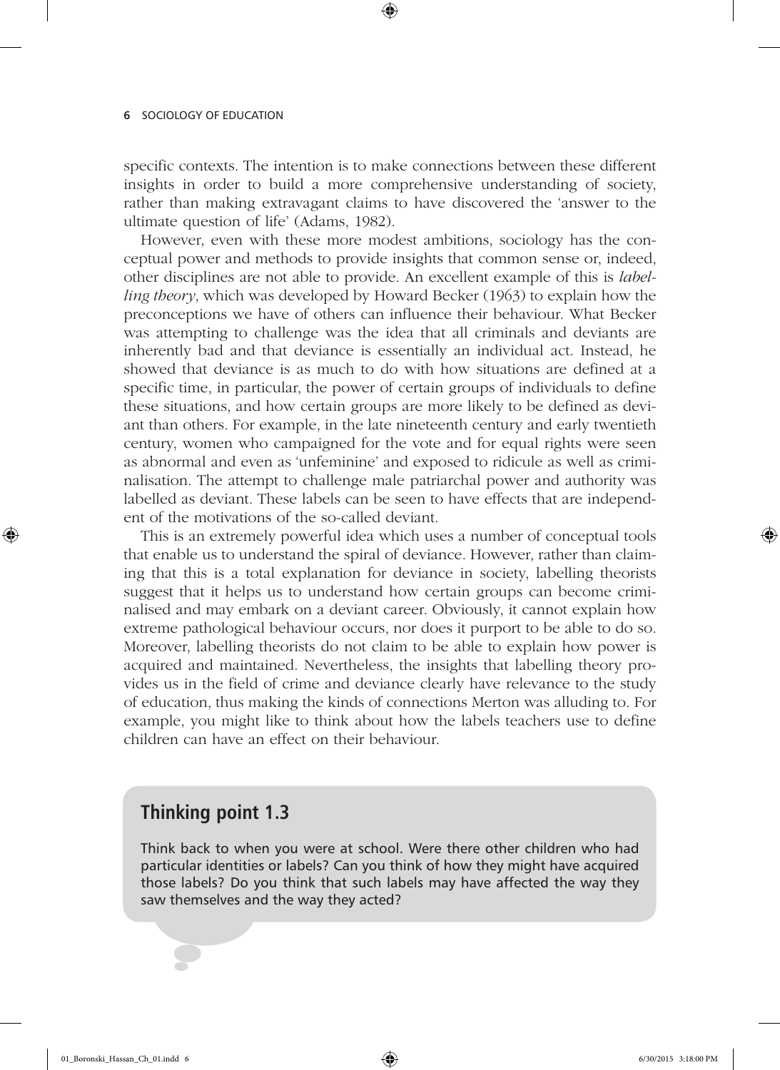specific contexts. The intention is to make connections between these different insights in order to build a more comprehensive understanding of society, rather than making extravagant claims to have discovered the 'answer to the ultimate question of life' (Adams, 1982).

However, even with these more modest ambitions, sociology has the conceptual power and methods to provide insights that common sense or, indeed, other disciplines are not able to provide. An excellent example of this is *labelling theory*, which was developed by Howard Becker (1963) to explain how the preconceptions we have of others can influence their behaviour. What Becker was attempting to challenge was the idea that all criminals and deviants are inherently bad and that deviance is essentially an individual act. Instead, he showed that deviance is as much to do with how situations are defined at a specific time, in particular, the power of certain groups of individuals to define these situations, and how certain groups are more likely to be defined as deviant than others. For example, in the late nineteenth century and early twentieth century, women who campaigned for the vote and for equal rights were seen as abnormal and even as 'unfeminine' and exposed to ridicule as well as criminalisation. The attempt to challenge male patriarchal power and authority was labelled as deviant. These labels can be seen to have effects that are independent of the motivations of the so-called deviant.

This is an extremely powerful idea which uses a number of conceptual tools that enable us to understand the spiral of deviance. However, rather than claiming that this is a total explanation for deviance in society, labelling theorists suggest that it helps us to understand how certain groups can become criminalised and may embark on a deviant career. Obviously, it cannot explain how extreme pathological behaviour occurs, nor does it purport to be able to do so. Moreover, labelling theorists do not claim to be able to explain how power is acquired and maintained. Nevertheless, the insights that labelling theory provides us in the field of crime and deviance clearly have relevance to the study of education, thus making the kinds of connections Merton was alluding to. For example, you might like to think about how the labels teachers use to define children can have an effect on their behaviour.

## Thinking point 1.3

Think back to when you were at school. Were there other children who had particular identities or labels? Can you think of how they might have acquired those labels? Do you think that such labels may have affected the way they saw themselves and the way they acted?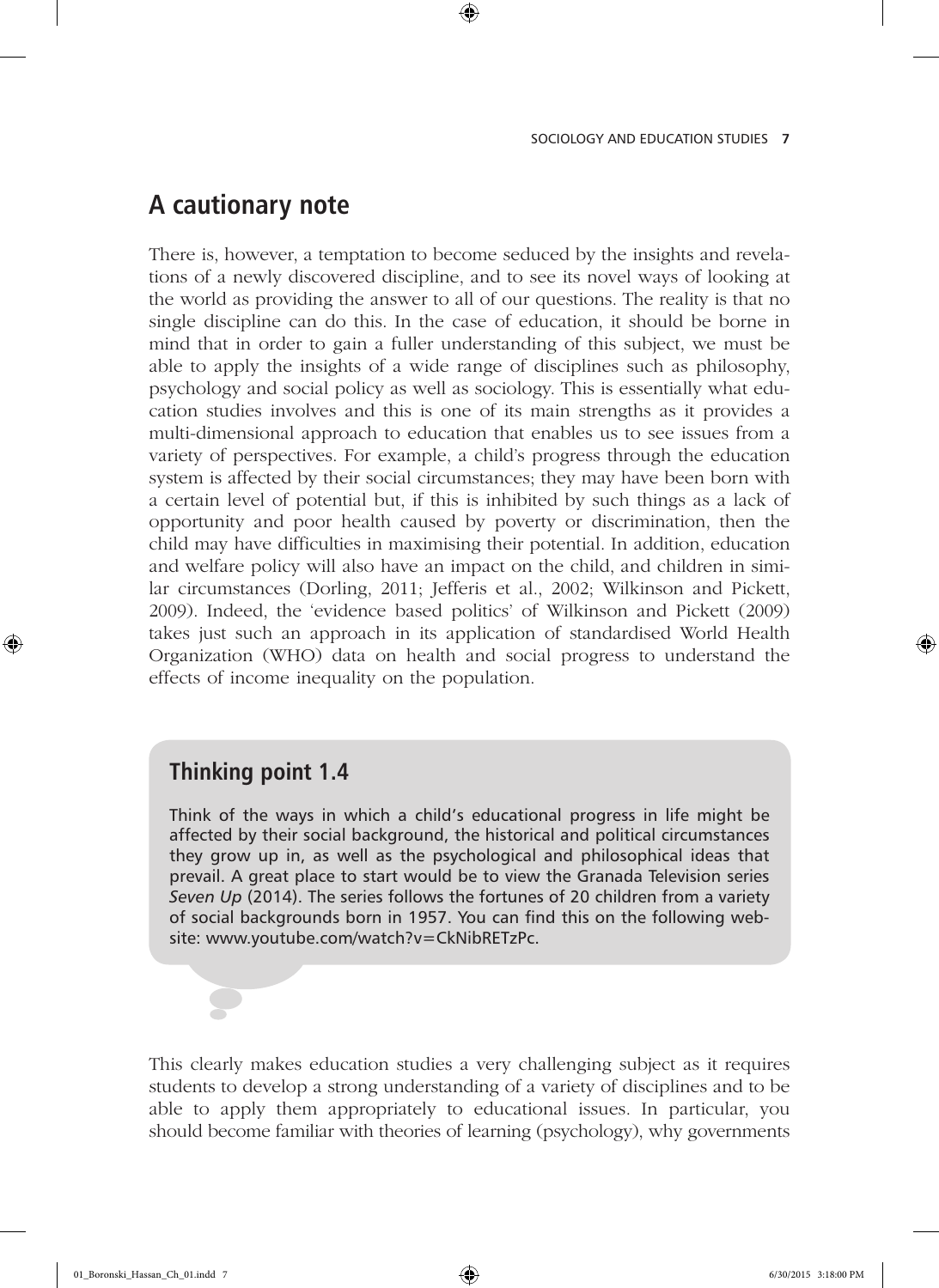## A cautionary note

There is, however, a temptation to become seduced by the insights and revelations of a newly discovered discipline, and to see its novel ways of looking at the world as providing the answer to all of our questions. The reality is that no single discipline can do this. In the case of education, it should be borne in mind that in order to gain a fuller understanding of this subject, we must be able to apply the insights of a wide range of disciplines such as philosophy, psychology and social policy as well as sociology. This is essentially what education studies involves and this is one of its main strengths as it provides a multi-dimensional approach to education that enables us to see issues from a variety of perspectives. For example, a child's progress through the education system is affected by their social circumstances; they may have been born with a certain level of potential but, if this is inhibited by such things as a lack of opportunity and poor health caused by poverty or discrimination, then the child may have difficulties in maximising their potential. In addition, education and welfare policy will also have an impact on the child, and children in similar circumstances (Dorling, 2011; Jefferis et al., 2002; Wilkinson and Pickett, 2009). Indeed, the 'evidence based politics' of Wilkinson and Pickett (2009) takes just such an approach in its application of standardised World Health Organization (WHO) data on health and social progress to understand the effects of income inequality on the population.

### Thinking point 1.4

Think of the ways in which a child's educational progress in life might be affected by their social background, the historical and political circumstances they grow up in, as well as the psychological and philosophical ideas that prevail. A great place to start would be to view the Granada Television series *Seven Up* (2014). The series follows the fortunes of 20 children from a variety of social backgrounds born in 1957. You can find this on the following website: www.youtube.com/watch?v=CkNibRETzPc.

This clearly makes education studies a very challenging subject as it requires students to develop a strong understanding of a variety of disciplines and to be able to apply them appropriately to educational issues. In particular, you should become familiar with theories of learning (psychology), why governments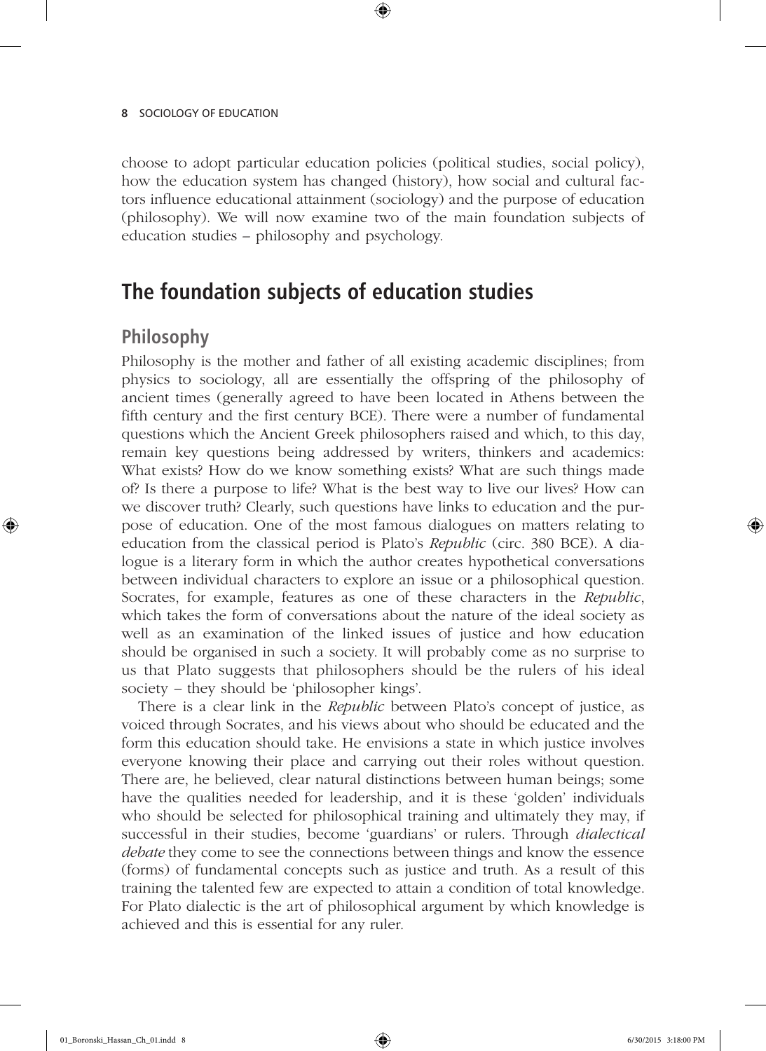choose to adopt particular education policies (political studies, social policy), how the education system has changed (history), how social and cultural factors influence educational attainment (sociology) and the purpose of education (philosophy). We will now examine two of the main foundation subjects of education studies – philosophy and psychology.

## The foundation subjects of education studies

### Philosophy

Philosophy is the mother and father of all existing academic disciplines; from physics to sociology, all are essentially the offspring of the philosophy of ancient times (generally agreed to have been located in Athens between the fifth century and the first century BCE). There were a number of fundamental questions which the Ancient Greek philosophers raised and which, to this day, remain key questions being addressed by writers, thinkers and academics: What exists? How do we know something exists? What are such things made of? Is there a purpose to life? What is the best way to live our lives? How can we discover truth? Clearly, such questions have links to education and the purpose of education. One of the most famous dialogues on matters relating to education from the classical period is Plato's *Republic* (circ. 380 BCE). A dialogue is a literary form in which the author creates hypothetical conversations between individual characters to explore an issue or a philosophical question. Socrates, for example, features as one of these characters in the *Republic*, which takes the form of conversations about the nature of the ideal society as well as an examination of the linked issues of justice and how education should be organised in such a society. It will probably come as no surprise to us that Plato suggests that philosophers should be the rulers of his ideal society – they should be 'philosopher kings'.

There is a clear link in the *Republic* between Plato's concept of justice, as voiced through Socrates, and his views about who should be educated and the form this education should take. He envisions a state in which justice involves everyone knowing their place and carrying out their roles without question. There are, he believed, clear natural distinctions between human beings; some have the qualities needed for leadership, and it is these 'golden' individuals who should be selected for philosophical training and ultimately they may, if successful in their studies, become 'guardians' or rulers. Through *dialectical debate* they come to see the connections between things and know the essence (forms) of fundamental concepts such as justice and truth. As a result of this training the talented few are expected to attain a condition of total knowledge. For Plato dialectic is the art of philosophical argument by which knowledge is achieved and this is essential for any ruler.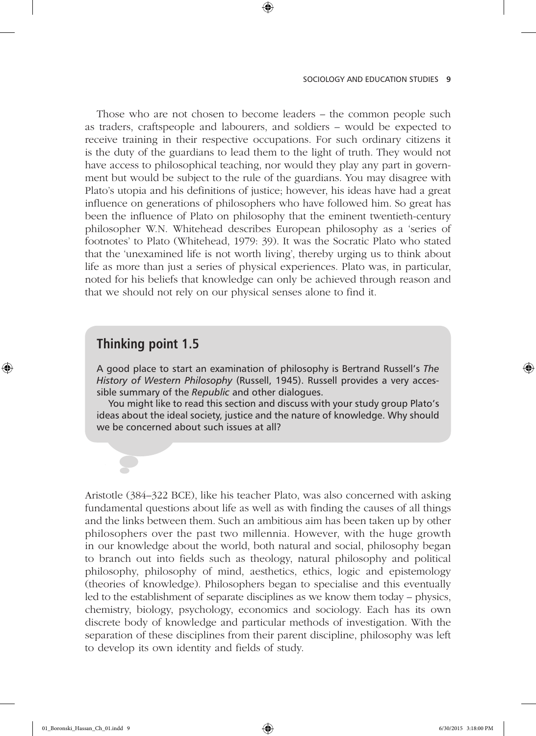Those who are not chosen to become leaders – the common people such as traders, craftspeople and labourers, and soldiers – would be expected to receive training in their respective occupations. For such ordinary citizens it is the duty of the guardians to lead them to the light of truth. They would not have access to philosophical teaching, nor would they play any part in government but would be subject to the rule of the guardians. You may disagree with Plato's utopia and his definitions of justice; however, his ideas have had a great influence on generations of philosophers who have followed him. So great has been the influence of Plato on philosophy that the eminent twentieth-century philosopher W.N. Whitehead describes European philosophy as a 'series of footnotes' to Plato (Whitehead, 1979: 39). It was the Socratic Plato who stated that the 'unexamined life is not worth living', thereby urging us to think about life as more than just a series of physical experiences. Plato was, in particular, noted for his beliefs that knowledge can only be achieved through reason and that we should not rely on our physical senses alone to find it.

## Thinking point 1.5

A good place to start an examination of philosophy is Bertrand Russell's *The History of Western Philosophy* (Russell, 1945). Russell provides a very accessible summary of the *Republic* and other dialogues.

You might like to read this section and discuss with your study group Plato's ideas about the ideal society, justice and the nature of knowledge. Why should we be concerned about such issues at all?

Aristotle (384–322 BCE), like his teacher Plato, was also concerned with asking fundamental questions about life as well as with finding the causes of all things and the links between them. Such an ambitious aim has been taken up by other philosophers over the past two millennia. However, with the huge growth in our knowledge about the world, both natural and social, philosophy began to branch out into fields such as theology, natural philosophy and political philosophy, philosophy of mind, aesthetics, ethics, logic and epistemology (theories of knowledge). Philosophers began to specialise and this eventually led to the establishment of separate disciplines as we know them today – physics, chemistry, biology, psychology, economics and sociology. Each has its own discrete body of knowledge and particular methods of investigation. With the separation of these disciplines from their parent discipline, philosophy was left to develop its own identity and fields of study.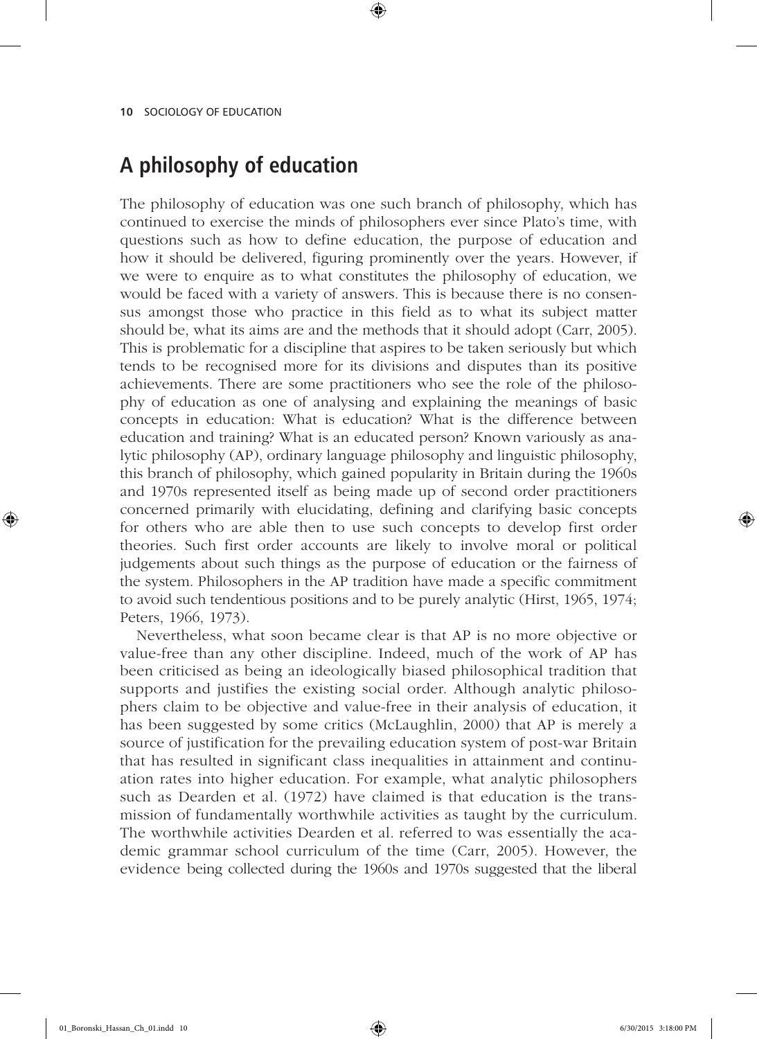## A philosophy of education

The philosophy of education was one such branch of philosophy, which has continued to exercise the minds of philosophers ever since Plato's time, with questions such as how to define education, the purpose of education and how it should be delivered, figuring prominently over the years. However, if we were to enquire as to what constitutes the philosophy of education, we would be faced with a variety of answers. This is because there is no consensus amongst those who practice in this field as to what its subject matter should be, what its aims are and the methods that it should adopt (Carr, 2005). This is problematic for a discipline that aspires to be taken seriously but which tends to be recognised more for its divisions and disputes than its positive achievements. There are some practitioners who see the role of the philosophy of education as one of analysing and explaining the meanings of basic concepts in education: What is education? What is the difference between education and training? What is an educated person? Known variously as analytic philosophy (AP), ordinary language philosophy and linguistic philosophy, this branch of philosophy, which gained popularity in Britain during the 1960s and 1970s represented itself as being made up of second order practitioners concerned primarily with elucidating, defining and clarifying basic concepts for others who are able then to use such concepts to develop first order theories. Such first order accounts are likely to involve moral or political judgements about such things as the purpose of education or the fairness of the system. Philosophers in the AP tradition have made a specific commitment to avoid such tendentious positions and to be purely analytic (Hirst, 1965, 1974; Peters, 1966, 1973).

Nevertheless, what soon became clear is that AP is no more objective or value-free than any other discipline. Indeed, much of the work of AP has been criticised as being an ideologically biased philosophical tradition that supports and justifies the existing social order. Although analytic philosophers claim to be objective and value-free in their analysis of education, it has been suggested by some critics (McLaughlin, 2000) that AP is merely a source of justification for the prevailing education system of post-war Britain that has resulted in significant class inequalities in attainment and continuation rates into higher education. For example, what analytic philosophers such as Dearden et al. (1972) have claimed is that education is the transmission of fundamentally worthwhile activities as taught by the curriculum. The worthwhile activities Dearden et al. referred to was essentially the academic grammar school curriculum of the time (Carr, 2005). However, the evidence being collected during the 1960s and 1970s suggested that the liberal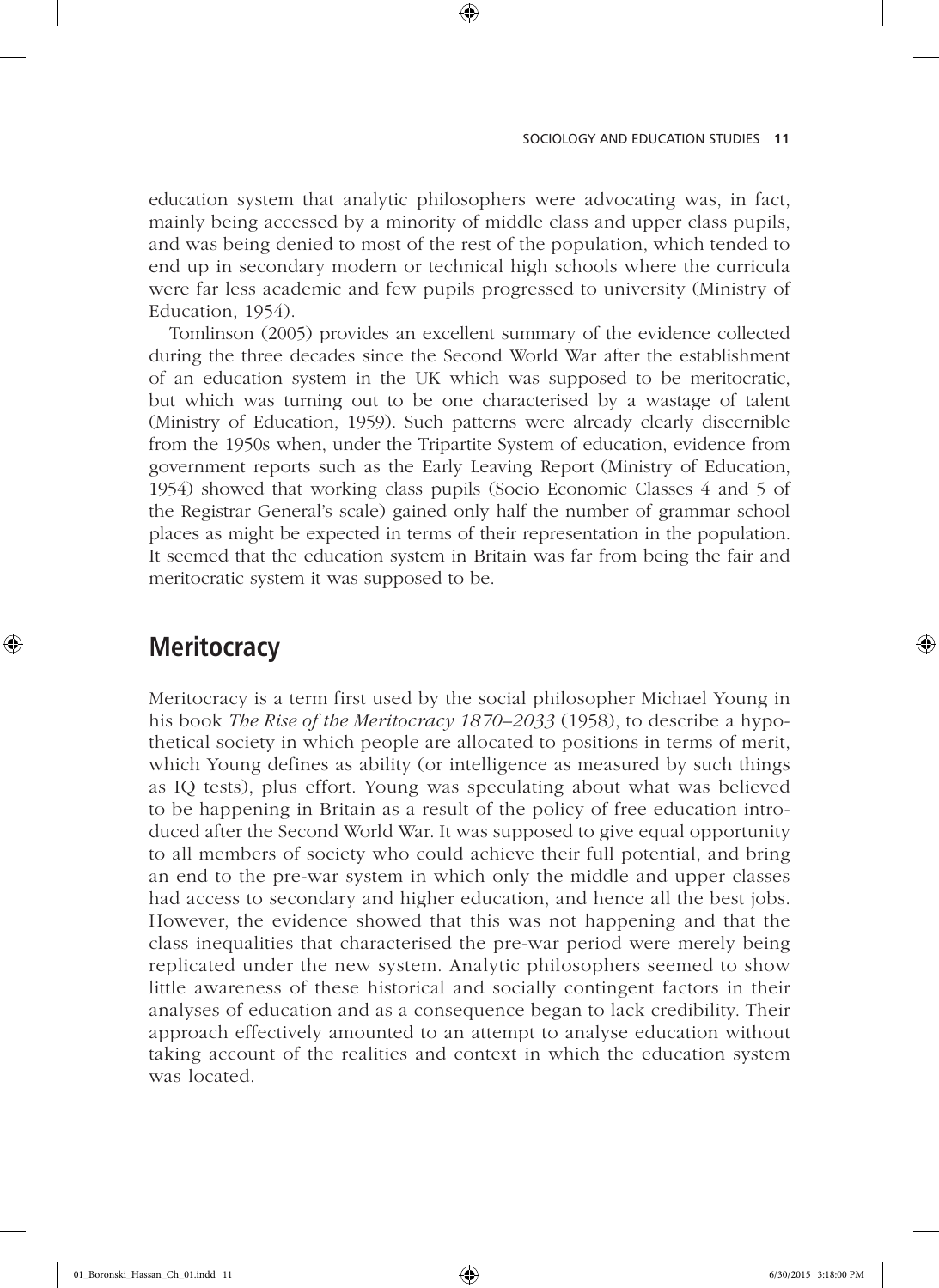education system that analytic philosophers were advocating was, in fact, mainly being accessed by a minority of middle class and upper class pupils, and was being denied to most of the rest of the population, which tended to end up in secondary modern or technical high schools where the curricula were far less academic and few pupils progressed to university (Ministry of Education, 1954).

Tomlinson (2005) provides an excellent summary of the evidence collected during the three decades since the Second World War after the establishment of an education system in the UK which was supposed to be meritocratic, but which was turning out to be one characterised by a wastage of talent (Ministry of Education, 1959). Such patterns were already clearly discernible from the 1950s when, under the Tripartite System of education, evidence from government reports such as the Early Leaving Report (Ministry of Education, 1954) showed that working class pupils (Socio Economic Classes 4 and 5 of the Registrar General's scale) gained only half the number of grammar school places as might be expected in terms of their representation in the population. It seemed that the education system in Britain was far from being the fair and meritocratic system it was supposed to be.

## Meritocracy

Meritocracy is a term first used by the social philosopher Michael Young in his book *The Rise of the Meritocracy 1870–2033* (1958), to describe a hypothetical society in which people are allocated to positions in terms of merit, which Young defines as ability (or intelligence as measured by such things as IQ tests), plus effort. Young was speculating about what was believed to be happening in Britain as a result of the policy of free education introduced after the Second World War. It was supposed to give equal opportunity to all members of society who could achieve their full potential, and bring an end to the pre-war system in which only the middle and upper classes had access to secondary and higher education, and hence all the best jobs. However, the evidence showed that this was not happening and that the class inequalities that characterised the pre-war period were merely being replicated under the new system. Analytic philosophers seemed to show little awareness of these historical and socially contingent factors in their analyses of education and as a consequence began to lack credibility. Their approach effectively amounted to an attempt to analyse education without taking account of the realities and context in which the education system was located.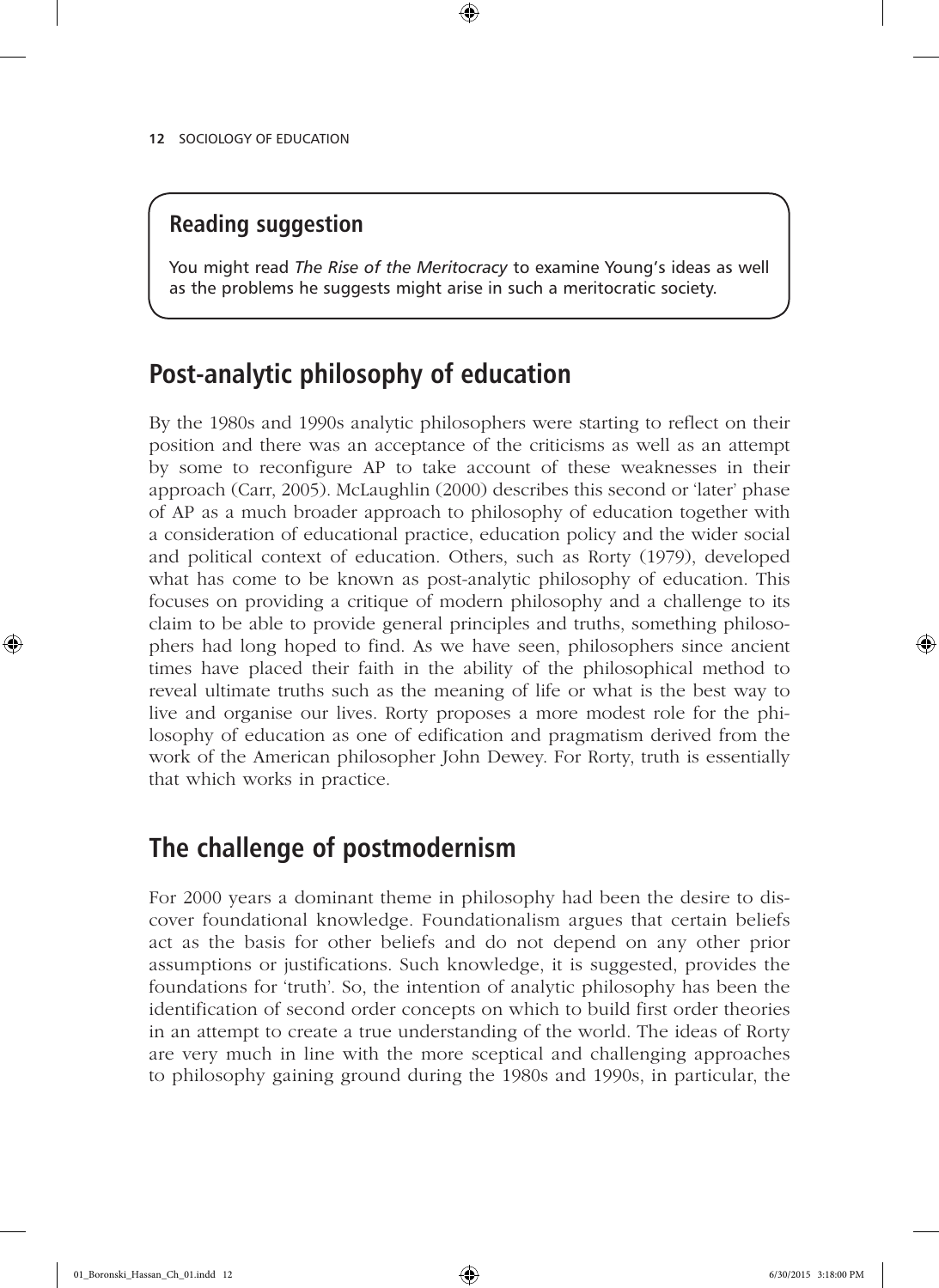### Reading suggestion

You might read *The Rise of the Meritocracy* to examine Young's ideas as well as the problems he suggests might arise in such a meritocratic society.

## Post-analytic philosophy of education

By the 1980s and 1990s analytic philosophers were starting to reflect on their position and there was an acceptance of the criticisms as well as an attempt by some to reconfigure AP to take account of these weaknesses in their approach (Carr, 2005). McLaughlin (2000) describes this second or 'later' phase of AP as a much broader approach to philosophy of education together with a consideration of educational practice, education policy and the wider social and political context of education. Others, such as Rorty (1979), developed what has come to be known as post-analytic philosophy of education. This focuses on providing a critique of modern philosophy and a challenge to its claim to be able to provide general principles and truths, something philosophers had long hoped to find. As we have seen, philosophers since ancient times have placed their faith in the ability of the philosophical method to reveal ultimate truths such as the meaning of life or what is the best way to live and organise our lives. Rorty proposes a more modest role for the philosophy of education as one of edification and pragmatism derived from the work of the American philosopher John Dewey. For Rorty, truth is essentially that which works in practice.

## The challenge of postmodernism

For 2000 years a dominant theme in philosophy had been the desire to discover foundational knowledge. Foundationalism argues that certain beliefs act as the basis for other beliefs and do not depend on any other prior assumptions or justifications. Such knowledge, it is suggested, provides the foundations for 'truth'. So, the intention of analytic philosophy has been the identification of second order concepts on which to build first order theories in an attempt to create a true understanding of the world. The ideas of Rorty are very much in line with the more sceptical and challenging approaches to philosophy gaining ground during the 1980s and 1990s, in particular, the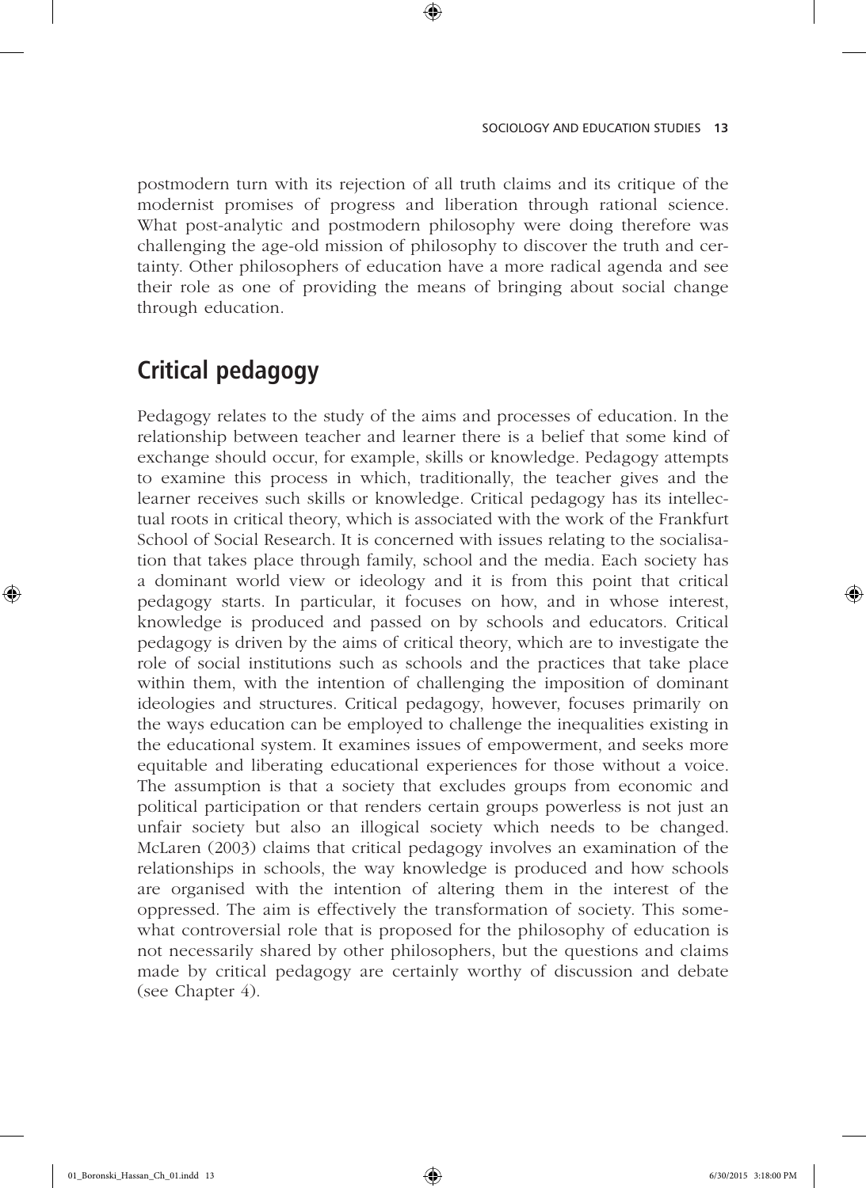postmodern turn with its rejection of all truth claims and its critique of the modernist promises of progress and liberation through rational science. What post-analytic and postmodern philosophy were doing therefore was challenging the age-old mission of philosophy to discover the truth and certainty. Other philosophers of education have a more radical agenda and see their role as one of providing the means of bringing about social change through education.

## Critical pedagogy

Pedagogy relates to the study of the aims and processes of education. In the relationship between teacher and learner there is a belief that some kind of exchange should occur, for example, skills or knowledge. Pedagogy attempts to examine this process in which, traditionally, the teacher gives and the learner receives such skills or knowledge. Critical pedagogy has its intellectual roots in critical theory, which is associated with the work of the Frankfurt School of Social Research. It is concerned with issues relating to the socialisation that takes place through family, school and the media. Each society has a dominant world view or ideology and it is from this point that critical pedagogy starts. In particular, it focuses on how, and in whose interest, knowledge is produced and passed on by schools and educators. Critical pedagogy is driven by the aims of critical theory, which are to investigate the role of social institutions such as schools and the practices that take place within them, with the intention of challenging the imposition of dominant ideologies and structures. Critical pedagogy, however, focuses primarily on the ways education can be employed to challenge the inequalities existing in the educational system. It examines issues of empowerment, and seeks more equitable and liberating educational experiences for those without a voice. The assumption is that a society that excludes groups from economic and political participation or that renders certain groups powerless is not just an unfair society but also an illogical society which needs to be changed. McLaren (2003) claims that critical pedagogy involves an examination of the relationships in schools, the way knowledge is produced and how schools are organised with the intention of altering them in the interest of the oppressed. The aim is effectively the transformation of society. This somewhat controversial role that is proposed for the philosophy of education is not necessarily shared by other philosophers, but the questions and claims made by critical pedagogy are certainly worthy of discussion and debate (see Chapter 4).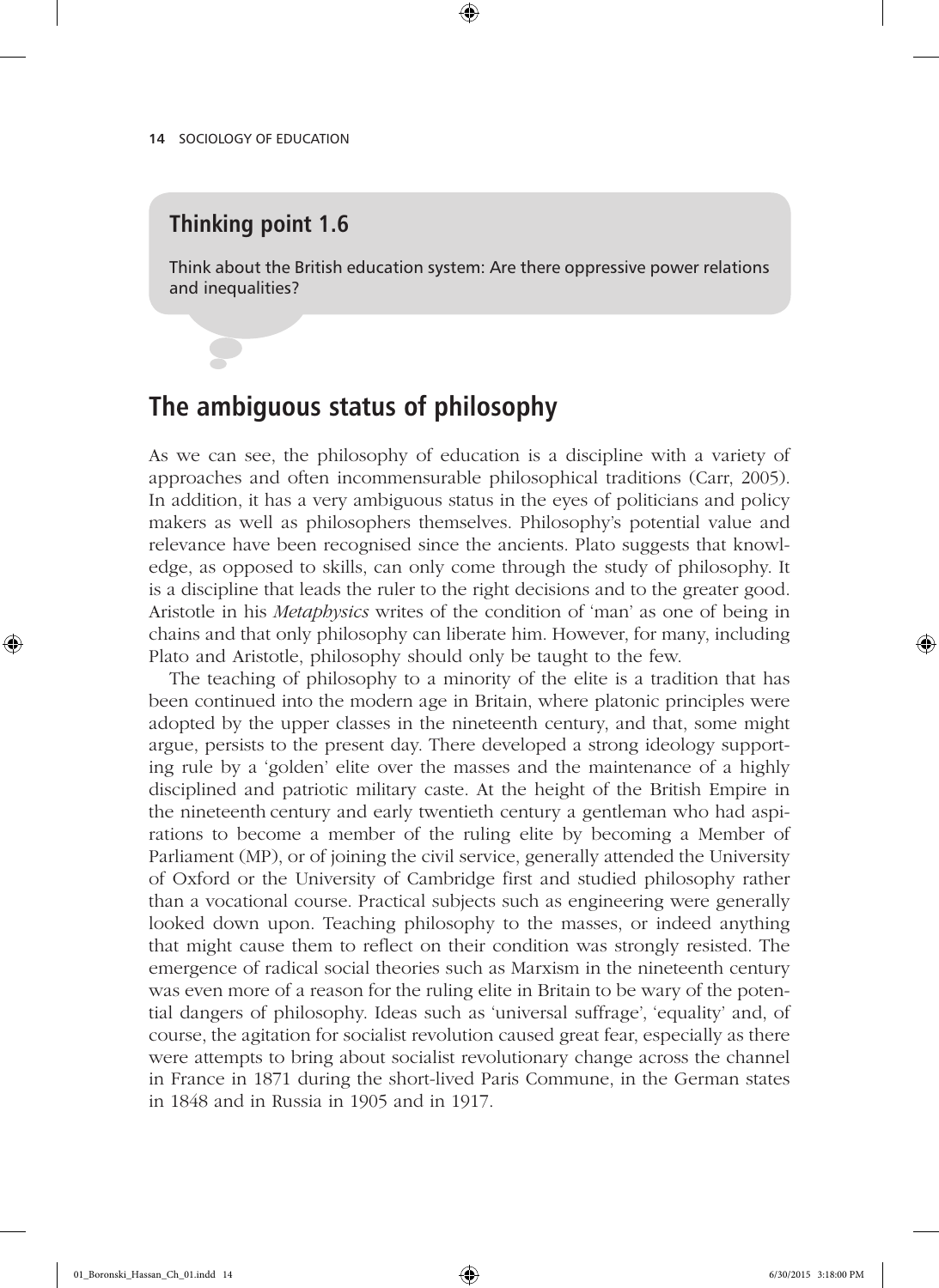### Thinking point 1.6

Think about the British education system: Are there oppressive power relations and inequalities?

## The ambiguous status of philosophy

As we can see, the philosophy of education is a discipline with a variety of approaches and often incommensurable philosophical traditions (Carr, 2005). In addition, it has a very ambiguous status in the eyes of politicians and policy makers as well as philosophers themselves. Philosophy's potential value and relevance have been recognised since the ancients. Plato suggests that knowledge, as opposed to skills, can only come through the study of philosophy. It is a discipline that leads the ruler to the right decisions and to the greater good. Aristotle in his *Metaphysics* writes of the condition of 'man' as one of being in chains and that only philosophy can liberate him. However, for many, including Plato and Aristotle, philosophy should only be taught to the few.

The teaching of philosophy to a minority of the elite is a tradition that has been continued into the modern age in Britain, where platonic principles were adopted by the upper classes in the nineteenth century, and that, some might argue, persists to the present day. There developed a strong ideology supporting rule by a 'golden' elite over the masses and the maintenance of a highly disciplined and patriotic military caste. At the height of the British Empire in the nineteenth century and early twentieth century a gentleman who had aspirations to become a member of the ruling elite by becoming a Member of Parliament (MP), or of joining the civil service, generally attended the University of Oxford or the University of Cambridge first and studied philosophy rather than a vocational course. Practical subjects such as engineering were generally looked down upon. Teaching philosophy to the masses, or indeed anything that might cause them to reflect on their condition was strongly resisted. The emergence of radical social theories such as Marxism in the nineteenth century was even more of a reason for the ruling elite in Britain to be wary of the potential dangers of philosophy. Ideas such as 'universal suffrage', 'equality' and, of course, the agitation for socialist revolution caused great fear, especially as there were attempts to bring about socialist revolutionary change across the channel in France in 1871 during the short-lived Paris Commune, in the German states in 1848 and in Russia in 1905 and in 1917.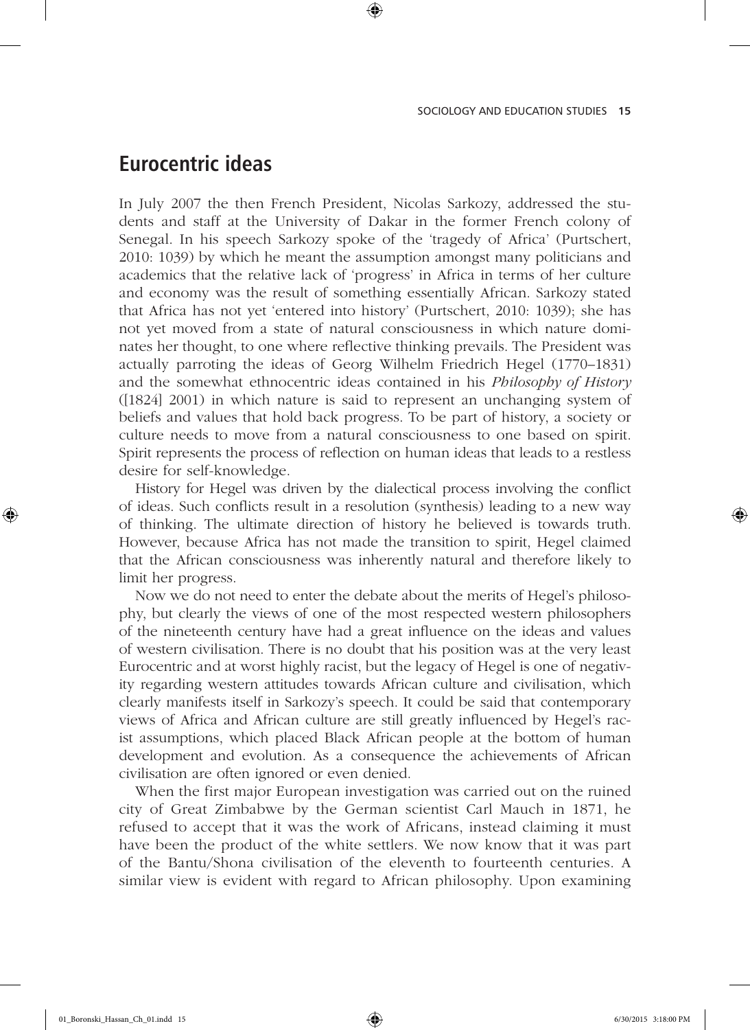## Eurocentric ideas

In July 2007 the then French President, Nicolas Sarkozy, addressed the students and staff at the University of Dakar in the former French colony of Senegal. In his speech Sarkozy spoke of the 'tragedy of Africa' (Purtschert, 2010: 1039) by which he meant the assumption amongst many politicians and academics that the relative lack of 'progress' in Africa in terms of her culture and economy was the result of something essentially African. Sarkozy stated that Africa has not yet 'entered into history' (Purtschert, 2010: 1039); she has not yet moved from a state of natural consciousness in which nature dominates her thought, to one where reflective thinking prevails. The President was actually parroting the ideas of Georg Wilhelm Friedrich Hegel (1770–1831) and the somewhat ethnocentric ideas contained in his *Philosophy of History* ([1824] 2001) in which nature is said to represent an unchanging system of beliefs and values that hold back progress. To be part of history, a society or culture needs to move from a natural consciousness to one based on spirit. Spirit represents the process of reflection on human ideas that leads to a restless desire for self-knowledge.

History for Hegel was driven by the dialectical process involving the conflict of ideas. Such conflicts result in a resolution (synthesis) leading to a new way of thinking. The ultimate direction of history he believed is towards truth. However, because Africa has not made the transition to spirit, Hegel claimed that the African consciousness was inherently natural and therefore likely to limit her progress.

Now we do not need to enter the debate about the merits of Hegel's philosophy, but clearly the views of one of the most respected western philosophers of the nineteenth century have had a great influence on the ideas and values of western civilisation. There is no doubt that his position was at the very least Eurocentric and at worst highly racist, but the legacy of Hegel is one of negativity regarding western attitudes towards African culture and civilisation, which clearly manifests itself in Sarkozy's speech. It could be said that contemporary views of Africa and African culture are still greatly influenced by Hegel's racist assumptions, which placed Black African people at the bottom of human development and evolution. As a consequence the achievements of African civilisation are often ignored or even denied.

When the first major European investigation was carried out on the ruined city of Great Zimbabwe by the German scientist Carl Mauch in 1871, he refused to accept that it was the work of Africans, instead claiming it must have been the product of the white settlers. We now know that it was part of the Bantu/Shona civilisation of the eleventh to fourteenth centuries. A similar view is evident with regard to African philosophy. Upon examining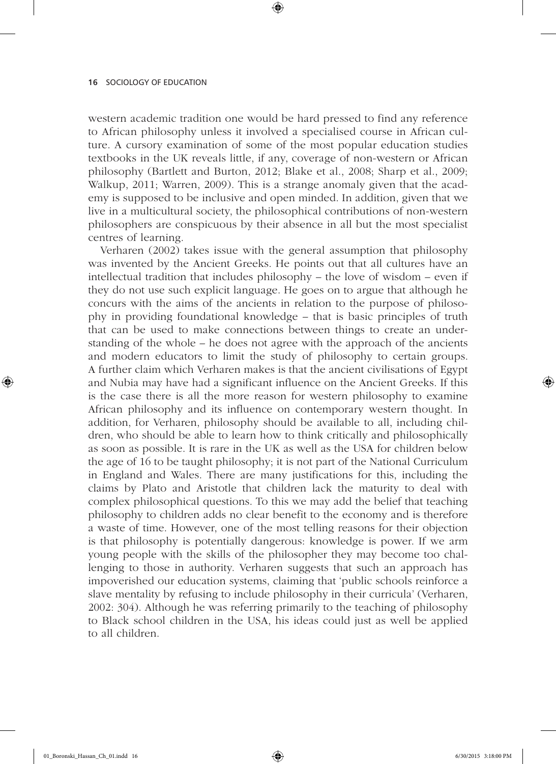western academic tradition one would be hard pressed to find any reference to African philosophy unless it involved a specialised course in African culture. A cursory examination of some of the most popular education studies textbooks in the UK reveals little, if any, coverage of non-western or African philosophy (Bartlett and Burton, 2012; Blake et al., 2008; Sharp et al., 2009; Walkup, 2011; Warren, 2009). This is a strange anomaly given that the academy is supposed to be inclusive and open minded. In addition, given that we live in a multicultural society, the philosophical contributions of non-western philosophers are conspicuous by their absence in all but the most specialist centres of learning.

Verharen (2002) takes issue with the general assumption that philosophy was invented by the Ancient Greeks. He points out that all cultures have an intellectual tradition that includes philosophy – the love of wisdom – even if they do not use such explicit language. He goes on to argue that although he concurs with the aims of the ancients in relation to the purpose of philosophy in providing foundational knowledge – that is basic principles of truth that can be used to make connections between things to create an understanding of the whole – he does not agree with the approach of the ancients and modern educators to limit the study of philosophy to certain groups. A further claim which Verharen makes is that the ancient civilisations of Egypt and Nubia may have had a significant influence on the Ancient Greeks. If this is the case there is all the more reason for western philosophy to examine African philosophy and its influence on contemporary western thought. In addition, for Verharen, philosophy should be available to all, including children, who should be able to learn how to think critically and philosophically as soon as possible. It is rare in the UK as well as the USA for children below the age of 16 to be taught philosophy; it is not part of the National Curriculum in England and Wales. There are many justifications for this, including the claims by Plato and Aristotle that children lack the maturity to deal with complex philosophical questions. To this we may add the belief that teaching philosophy to children adds no clear benefit to the economy and is therefore a waste of time. However, one of the most telling reasons for their objection is that philosophy is potentially dangerous: knowledge is power. If we arm young people with the skills of the philosopher they may become too challenging to those in authority. Verharen suggests that such an approach has impoverished our education systems, claiming that 'public schools reinforce a slave mentality by refusing to include philosophy in their curricula' (Verharen, 2002: 304). Although he was referring primarily to the teaching of philosophy to Black school children in the USA, his ideas could just as well be applied to all children.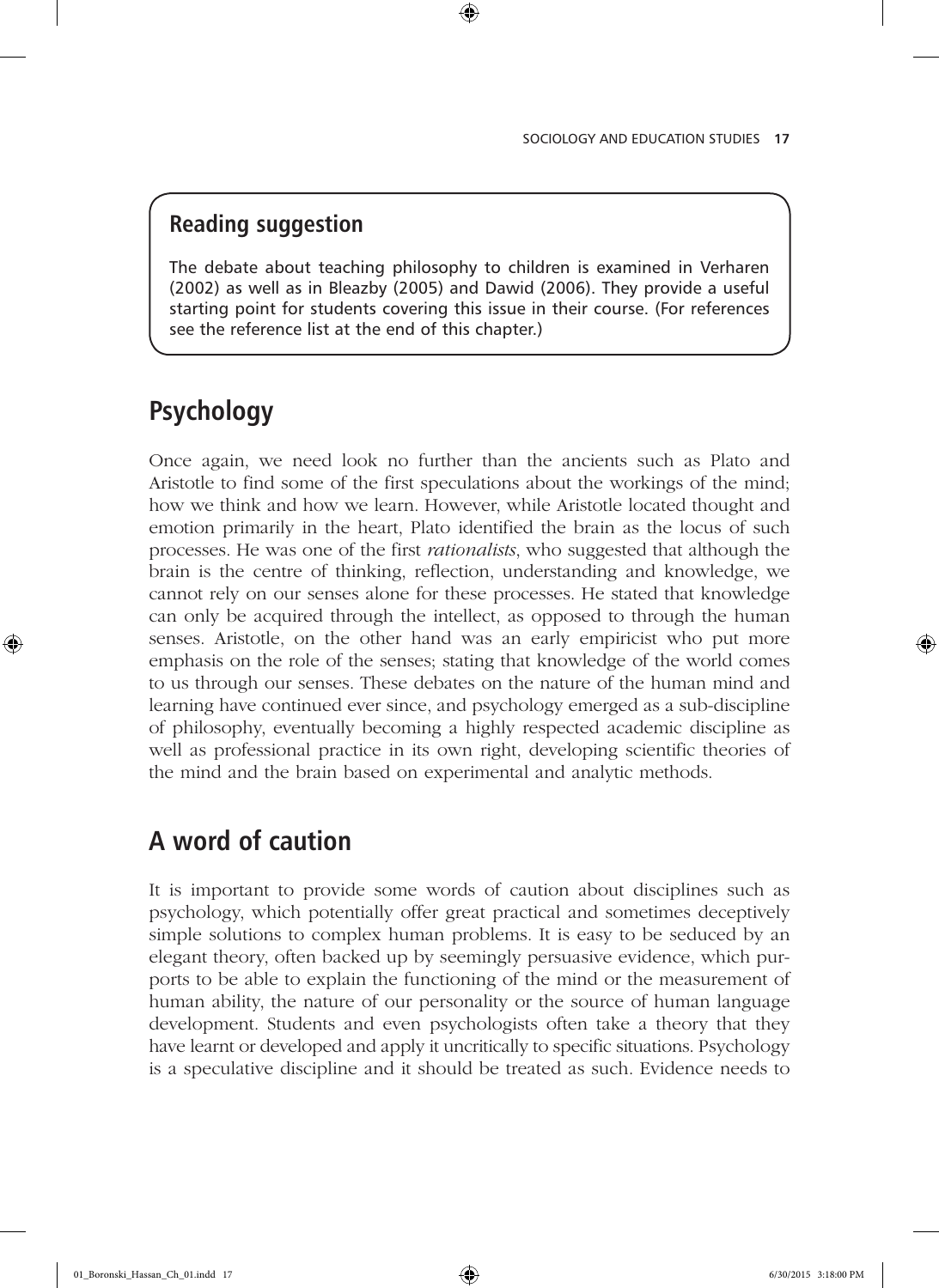## Reading suggestion

The debate about teaching philosophy to children is examined in Verharen (2002) as well as in Bleazby (2005) and Dawid (2006). They provide a useful starting point for students covering this issue in their course. (For references see the reference list at the end of this chapter.)

## Psychology

Once again, we need look no further than the ancients such as Plato and Aristotle to find some of the first speculations about the workings of the mind; how we think and how we learn. However, while Aristotle located thought and emotion primarily in the heart, Plato identified the brain as the locus of such processes. He was one of the first *rationalists*, who suggested that although the brain is the centre of thinking, reflection, understanding and knowledge, we cannot rely on our senses alone for these processes. He stated that knowledge can only be acquired through the intellect, as opposed to through the human senses. Aristotle, on the other hand was an early empiricist who put more emphasis on the role of the senses; stating that knowledge of the world comes to us through our senses. These debates on the nature of the human mind and learning have continued ever since, and psychology emerged as a sub-discipline of philosophy, eventually becoming a highly respected academic discipline as well as professional practice in its own right, developing scientific theories of the mind and the brain based on experimental and analytic methods.

## A word of caution

It is important to provide some words of caution about disciplines such as psychology, which potentially offer great practical and sometimes deceptively simple solutions to complex human problems. It is easy to be seduced by an elegant theory, often backed up by seemingly persuasive evidence, which purports to be able to explain the functioning of the mind or the measurement of human ability, the nature of our personality or the source of human language development. Students and even psychologists often take a theory that they have learnt or developed and apply it uncritically to specific situations. Psychology is a speculative discipline and it should be treated as such. Evidence needs to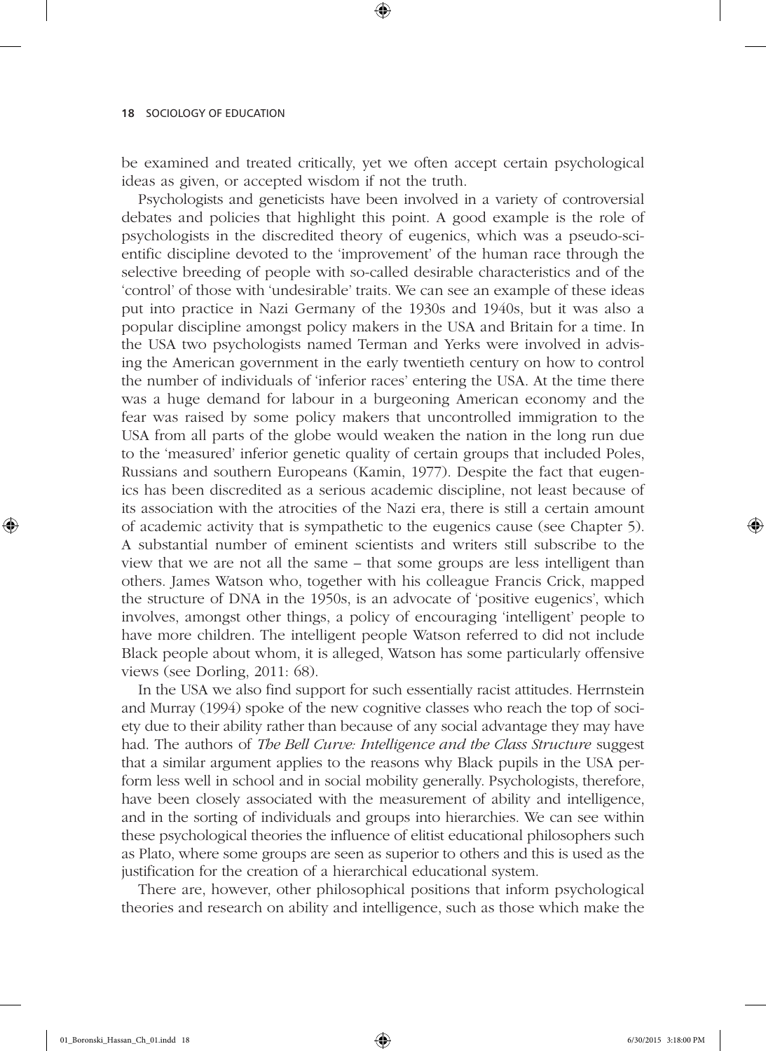be examined and treated critically, yet we often accept certain psychological ideas as given, or accepted wisdom if not the truth.

Psychologists and geneticists have been involved in a variety of controversial debates and policies that highlight this point. A good example is the role of psychologists in the discredited theory of eugenics, which was a pseudo-scientific discipline devoted to the 'improvement' of the human race through the selective breeding of people with so-called desirable characteristics and of the 'control' of those with 'undesirable' traits. We can see an example of these ideas put into practice in Nazi Germany of the 1930s and 1940s, but it was also a popular discipline amongst policy makers in the USA and Britain for a time. In the USA two psychologists named Terman and Yerks were involved in advising the American government in the early twentieth century on how to control the number of individuals of 'inferior races' entering the USA. At the time there was a huge demand for labour in a burgeoning American economy and the fear was raised by some policy makers that uncontrolled immigration to the USA from all parts of the globe would weaken the nation in the long run due to the 'measured' inferior genetic quality of certain groups that included Poles, Russians and southern Europeans (Kamin, 1977). Despite the fact that eugenics has been discredited as a serious academic discipline, not least because of its association with the atrocities of the Nazi era, there is still a certain amount of academic activity that is sympathetic to the eugenics cause (see Chapter 5). A substantial number of eminent scientists and writers still subscribe to the view that we are not all the same – that some groups are less intelligent than others. James Watson who, together with his colleague Francis Crick, mapped the structure of DNA in the 1950s, is an advocate of 'positive eugenics', which involves, amongst other things, a policy of encouraging 'intelligent' people to have more children. The intelligent people Watson referred to did not include Black people about whom, it is alleged, Watson has some particularly offensive views (see Dorling, 2011: 68).

In the USA we also find support for such essentially racist attitudes. Herrnstein and Murray (1994) spoke of the new cognitive classes who reach the top of society due to their ability rather than because of any social advantage they may have had. The authors of *The Bell Curve: Intelligence and the Class Structure* suggest that a similar argument applies to the reasons why Black pupils in the USA perform less well in school and in social mobility generally. Psychologists, therefore, have been closely associated with the measurement of ability and intelligence, and in the sorting of individuals and groups into hierarchies. We can see within these psychological theories the influence of elitist educational philosophers such as Plato, where some groups are seen as superior to others and this is used as the justification for the creation of a hierarchical educational system.

There are, however, other philosophical positions that inform psychological theories and research on ability and intelligence, such as those which make the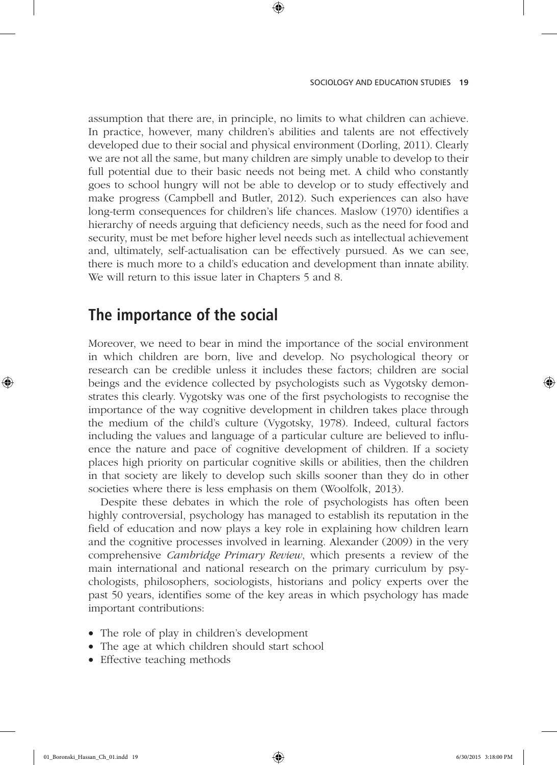assumption that there are, in principle, no limits to what children can achieve. In practice, however, many children's abilities and talents are not effectively developed due to their social and physical environment (Dorling, 2011). Clearly we are not all the same, but many children are simply unable to develop to their full potential due to their basic needs not being met. A child who constantly goes to school hungry will not be able to develop or to study effectively and make progress (Campbell and Butler, 2012). Such experiences can also have long-term consequences for children's life chances. Maslow (1970) identifies a hierarchy of needs arguing that deficiency needs, such as the need for food and security, must be met before higher level needs such as intellectual achievement and, ultimately, self-actualisation can be effectively pursued. As we can see, there is much more to a child's education and development than innate ability. We will return to this issue later in Chapters 5 and 8.

## The importance of the social

Moreover, we need to bear in mind the importance of the social environment in which children are born, live and develop. No psychological theory or research can be credible unless it includes these factors; children are social beings and the evidence collected by psychologists such as Vygotsky demonstrates this clearly. Vygotsky was one of the first psychologists to recognise the importance of the way cognitive development in children takes place through the medium of the child's culture (Vygotsky, 1978). Indeed, cultural factors including the values and language of a particular culture are believed to influence the nature and pace of cognitive development of children. If a society places high priority on particular cognitive skills or abilities, then the children in that society are likely to develop such skills sooner than they do in other societies where there is less emphasis on them (Woolfolk, 2013).

Despite these debates in which the role of psychologists has often been highly controversial, psychology has managed to establish its reputation in the field of education and now plays a key role in explaining how children learn and the cognitive processes involved in learning. Alexander (2009) in the very comprehensive *Cambridge Primary Review*, which presents a review of the main international and national research on the primary curriculum by psychologists, philosophers, sociologists, historians and policy experts over the past 50 years, identifies some of the key areas in which psychology has made important contributions:

- The role of play in children's development
- The age at which children should start school
- Effective teaching methods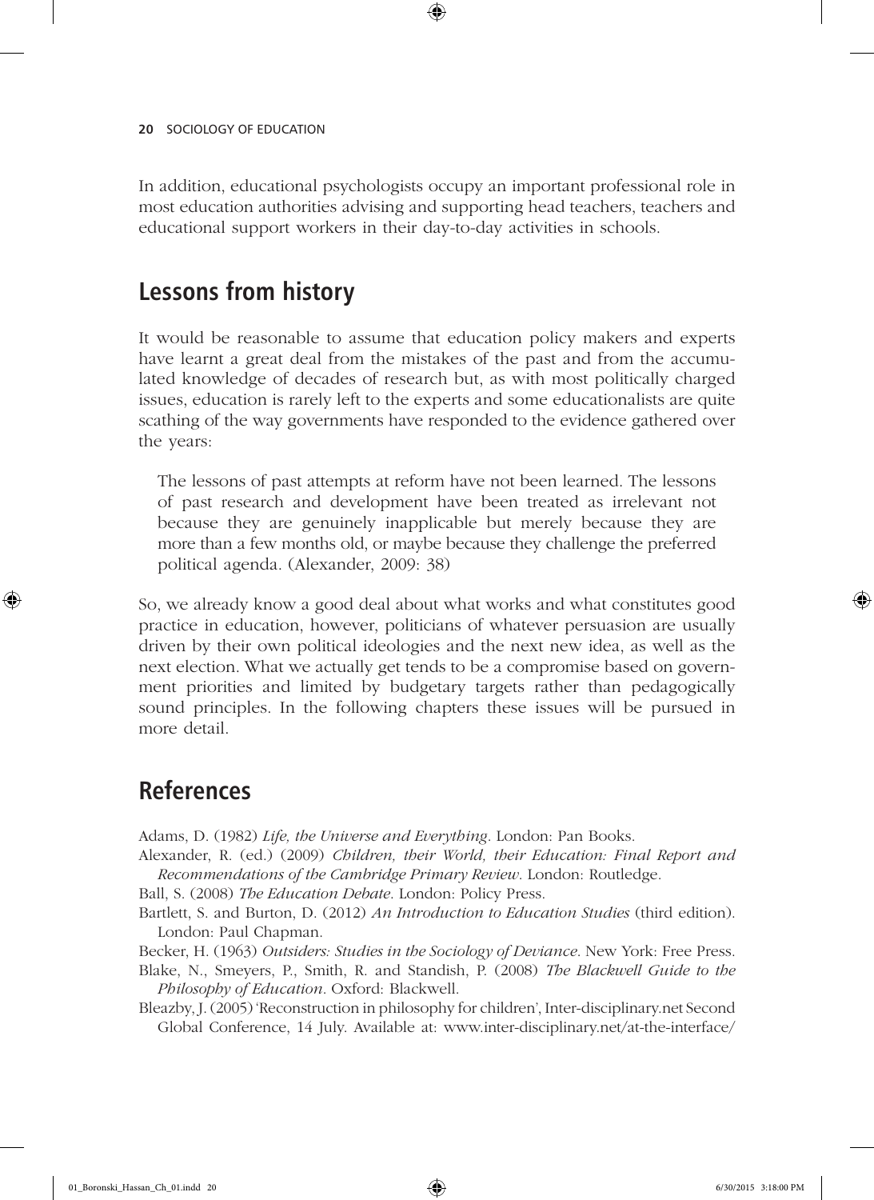In addition, educational psychologists occupy an important professional role in most education authorities advising and supporting head teachers, teachers and educational support workers in their day-to-day activities in schools.

## Lessons from history

It would be reasonable to assume that education policy makers and experts have learnt a great deal from the mistakes of the past and from the accumulated knowledge of decades of research but, as with most politically charged issues, education is rarely left to the experts and some educationalists are quite scathing of the way governments have responded to the evidence gathered over the years:

> The lessons of past attempts at reform have not been learned. The lessons of past research and development have been treated as irrelevant not because they are genuinely inapplicable but merely because they are more than a few months old, or maybe because they challenge the preferred political agenda. (Alexander, 2009: 38)

So, we already know a good deal about what works and what constitutes good practice in education, however, politicians of whatever persuasion are usually driven by their own political ideologies and the next new idea, as well as the next election. What we actually get tends to be a compromise based on government priorities and limited by budgetary targets rather than pedagogically sound principles. In the following chapters these issues will be pursued in more detail.

## References

Adams, D. (1982) *Life, the Universe and Everything*. London: Pan Books.

Alexander, R. (ed.) (2009) *Children, their World, their Education: Final Report and Recommendations of the Cambridge Primary Review*. London: Routledge.

Ball, S. (2008) *The Education Debate*. London: Policy Press.

Bartlett, S. and Burton, D. (2012) *An Introduction to Education Studies* (third edition). London: Paul Chapman.

Becker, H. (1963) *Outsiders: Studies in the Sociology of Deviance*. New York: Free Press.

Blake, N., Smeyers, P., Smith, R. and Standish, P. (2008) *The Blackwell Guide to the Philosophy of Education*. Oxford: Blackwell.

Bleazby, J. (2005) 'Reconstruction in philosophy for children', Inter-disciplinary.net Second Global Conference, 14 July. Available at: www.inter-disciplinary.net/at-the-interface/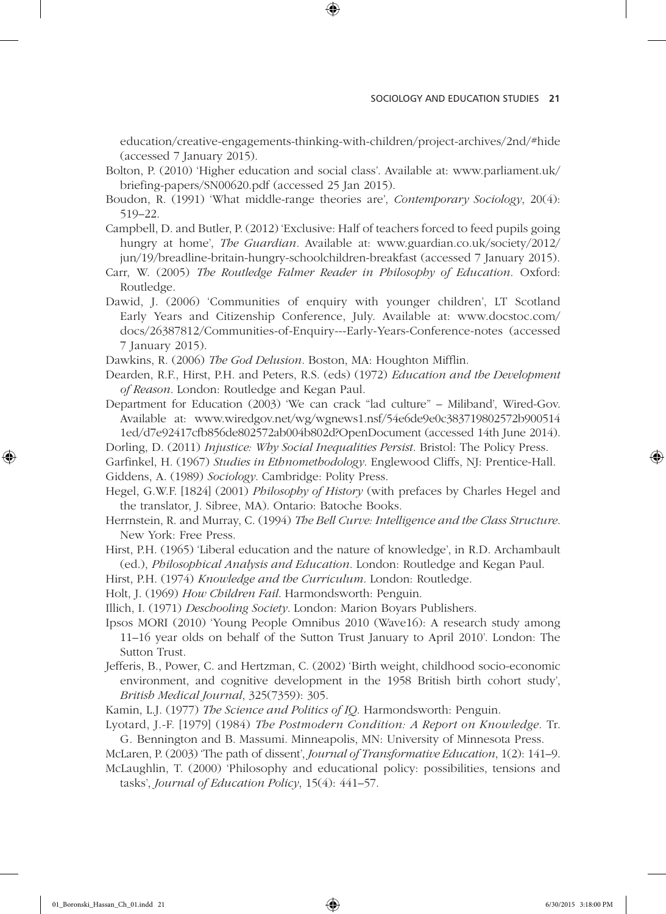education/creative-engagements-thinking-with-children/project-archives/2nd/#hide (accessed 7 January 2015).

Bolton, P. (2010) 'Higher education and social class'. Available at: www.parliament.uk/briefing-papers/SN00620.pdf (accessed 25 Jan 2015).

Boudon, R. (1991) 'What middle-range theories are', *Contemporary Sociology*, 20(4): 519–22.

Campbell, D. and Butler, P. (2012) 'Exclusive: Half of teachers forced to feed pupils going hungry at home', *The Guardian*. Available at: www.guardian.co.uk/society/2012/jun/19/breadline-britain-hungry-schoolchildren-breakfast (accessed 7 January 2015).

Carr, W. (2005) *The Routledge Falmer Reader in Philosophy of Education*. Oxford: Routledge.

Dawid, J. (2006) 'Communities of enquiry with younger children', LT Scotland Early Years and Citizenship Conference, July. Available at: www.docstoc.com/docs/26387812/Communities-of-Enquiry---Early-Years-Conference-notes (accessed 7 January 2015).

Dawkins, R. (2006) *The God Delusion*. Boston, MA: Houghton Mifflin.

Dearden, R.F., Hirst, P.H. and Peters, R.S. (eds) (1972) *Education and the Development of Reason*. London: Routledge and Kegan Paul.

Department for Education (2003) 'We can crack "lad culture" – Miliband', Wired-Gov. Available at: www.wiredgov.net/wg/wgnews1.nsf/54e6de9e0c383719802572b9005141ed/d7e92417cfb856de802572ab004b802d?OpenDocument (accessed 14th June 2014).

Dorling, D. (2011) *Injustice: Why Social Inequalities Persist*. Bristol: The Policy Press.

Garfinkel, H. (1967) *Studies in Ethnomethodology*. Englewood Cliffs, NJ: Prentice-Hall.

Giddens, A. (1989) *Sociology*. Cambridge: Polity Press.

Hegel, G.W.F. [1824] (2001) *Philosophy of History* (with prefaces by Charles Hegel and the translator, J. Sibree, MA). Ontario: Batoche Books.

Herrnstein, R. and Murray, C. (1994) *The Bell Curve: Intelligence and the Class Structure*. New York: Free Press.

Hirst, P.H. (1965) 'Liberal education and the nature of knowledge', in R.D. Archambault (ed.), *Philosophical Analysis and Education*. London: Routledge and Kegan Paul.

Hirst, P.H. (1974) *Knowledge and the Curriculum*. London: Routledge.

Holt, J. (1969) *How Children Fail*. Harmondsworth: Penguin.

Illich, I. (1971) *Deschooling Society*. London: Marion Boyars Publishers.

Ipsos MORI (2010) 'Young People Omnibus 2010 (Wave16): A research study among 11–16 year olds on behalf of the Sutton Trust January to April 2010'. London: The Sutton Trust.

Jefferis, B., Power, C. and Hertzman, C. (2002) 'Birth weight, childhood socio-economic environment, and cognitive development in the 1958 British birth cohort study', *British Medical Journal*, 325(7359): 305.

Kamin, L.J. (1977) *The Science and Politics of IQ*. Harmondsworth: Penguin.

Lyotard, J.-F. [1979] (1984) *The Postmodern Condition: A Report on Knowledge*. Tr. G. Bennington and B. Massumi. Minneapolis, MN: University of Minnesota Press.

McLaren, P. (2003) 'The path of dissent', *Journal of Transformative Education*, 1(2): 141–9.

McLaughlin, T. (2000) 'Philosophy and educational policy: possibilities, tensions and tasks', *Journal of Education Policy*, 15(4): 441–57.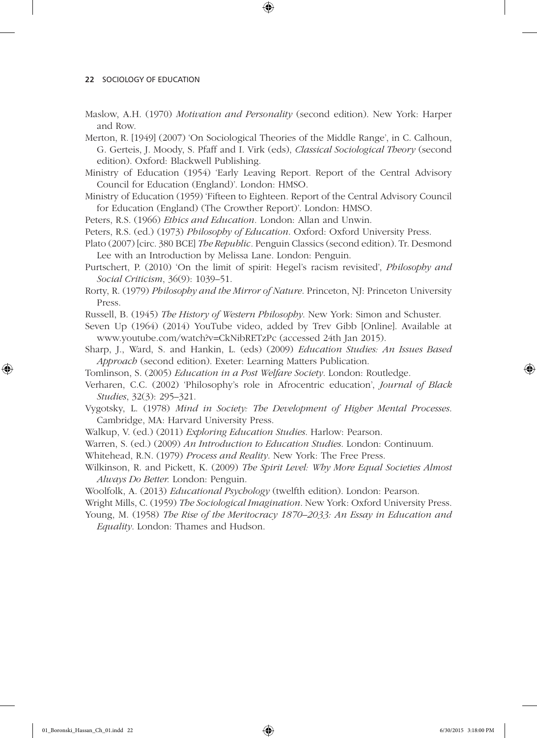Maslow, A.H. (1970) *Motivation and Personality* (second edition). New York: Harper and Row.

Merton, R. [1949] (2007) 'On Sociological Theories of the Middle Range', in C. Calhoun, G. Gerteis, J. Moody, S. Pfaff and I. Virk (eds), *Classical Sociological Theory* (second edition). Oxford: Blackwell Publishing.

Ministry of Education (1954) 'Early Leaving Report. Report of the Central Advisory Council for Education (England)'. London: HMSO.

Ministry of Education (1959) 'Fifteen to Eighteen. Report of the Central Advisory Council for Education (England) (The Crowther Report)'. London: HMSO.

Peters, R.S. (1966) *Ethics and Education*. London: Allan and Unwin.

Peters, R.S. (ed.) (1973) *Philosophy of Education*. Oxford: Oxford University Press.

Plato (2007) [circ. 380 BCE] *The Republic*. Penguin Classics (second edition). Tr. Desmond Lee with an Introduction by Melissa Lane. London: Penguin.

Purtschert, P. (2010) 'On the limit of spirit: Hegel's racism revisited', *Philosophy and Social Criticism*, 36(9): 1039–51.

Rorty, R. (1979) *Philosophy and the Mirror of Nature*. Princeton, NJ: Princeton University Press.

Russell, B. (1945) *The History of Western Philosophy*. New York: Simon and Schuster.

Seven Up (1964) (2014) YouTube video, added by Trev Gibb [Online]. Available at www.youtube.com/watch?v=CkNibRETzPc (accessed 24th Jan 2015).

Sharp, J., Ward, S. and Hankin, L. (eds) (2009) *Education Studies: An Issues Based Approach* (second edition). Exeter: Learning Matters Publication.

Tomlinson, S. (2005) *Education in a Post Welfare Society*. London: Routledge.

Verharen, C.C. (2002) 'Philosophy's role in Afrocentric education', *Journal of Black Studies*, 32(3): 295–321.

Vygotsky, L. (1978) *Mind in Society: The Development of Higher Mental Processes*. Cambridge, MA: Harvard University Press.

Walkup, V. (ed.) (2011) *Exploring Education Studies*. Harlow: Pearson.

Warren, S. (ed.) (2009) *An Introduction to Education Studies*. London: Continuum.

Whitehead, R.N. (1979) *Process and Reality*. New York: The Free Press.

Wilkinson, R. and Pickett, K. (2009) *The Spirit Level: Why More Equal Societies Almost Always Do Better.* London: Penguin.

Woolfolk, A. (2013) *Educational Psychology* (twelfth edition). London: Pearson.

Wright Mills, C. (1959) *The Sociological Imagination*. New York: Oxford University Press.

Young, M. (1958) *The Rise of the Meritocracy 1870–2033: An Essay in Education and Equality*. London: Thames and Hudson.